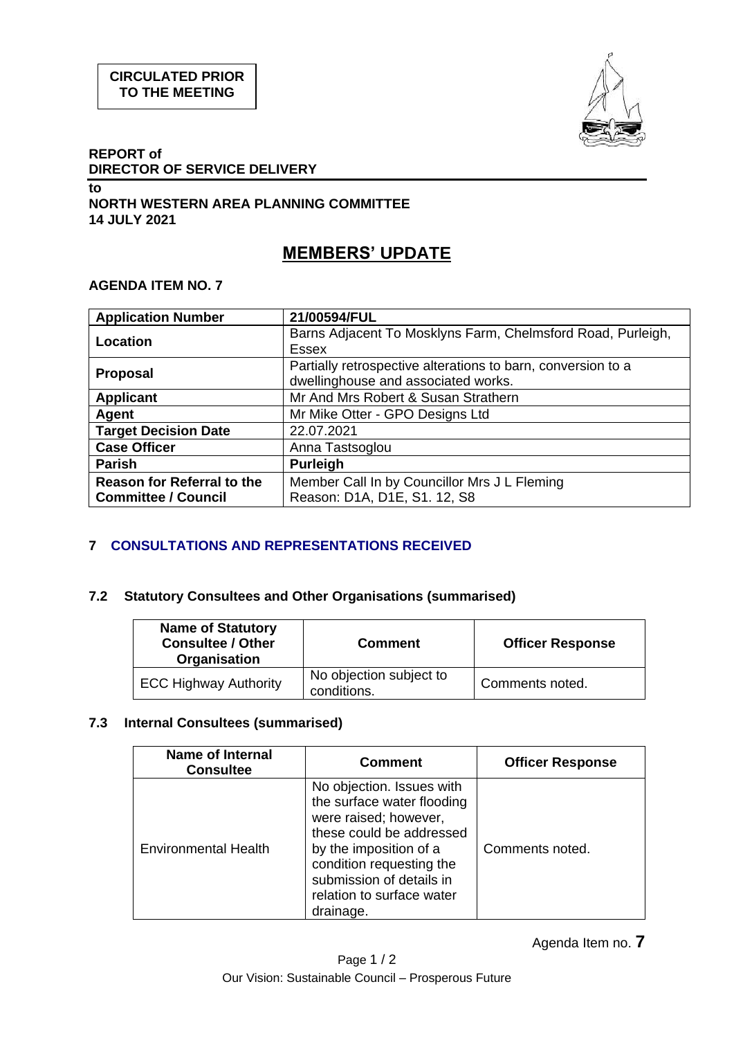**CIRCULATED PRIOR TO THE MEETING**

**REPORT of**
**DIRECTOR OF SERVICE DELIVERY**
**to**
**NORTH WESTERN AREA PLANNING COMMITTEE**
**14 JULY 2021**

# MEMBERS' UPDATE

**AGENDA ITEM NO. 7**

| **Application Number** | **21/00594/FUL** |
|---|---|
| **Location** | Barns Adjacent To Mosklyns Farm, Chelmsford Road, Purleigh, Essex |
| **Proposal** | Partially retrospective alterations to barn, conversion to a dwellinghouse and associated works. |
| **Applicant** | Mr And Mrs Robert & Susan Strathern |
| **Agent** | Mr Mike Otter - GPO Designs Ltd |
| **Target Decision Date** | 22.07.2021 |
| **Case Officer** | Anna Tastsoglou |
| **Parish** | **Purleigh** |
| **Reason for Referral to the Committee / Council** | Member Call In by Councillor Mrs J L Fleming Reason: D1A, D1E, S1. 12, S8 |

## 7 CONSULTATIONS AND REPRESENTATIONS RECEIVED

### 7.2 Statutory Consultees and Other Organisations (summarised)

| Name of Statutory Consultee / Other Organisation | Comment | Officer Response |
|---|---|---|
| ECC Highway Authority | No objection subject to conditions. | Comments noted. |

### 7.3 Internal Consultees (summarised)

| Name of Internal Consultee | Comment | Officer Response |
|---|---|---|
| Environmental Health | No objection. Issues with the surface water flooding were raised; however, these could be addressed by the imposition of a condition requesting the submission of details in relation to surface water drainage. | Comments noted. |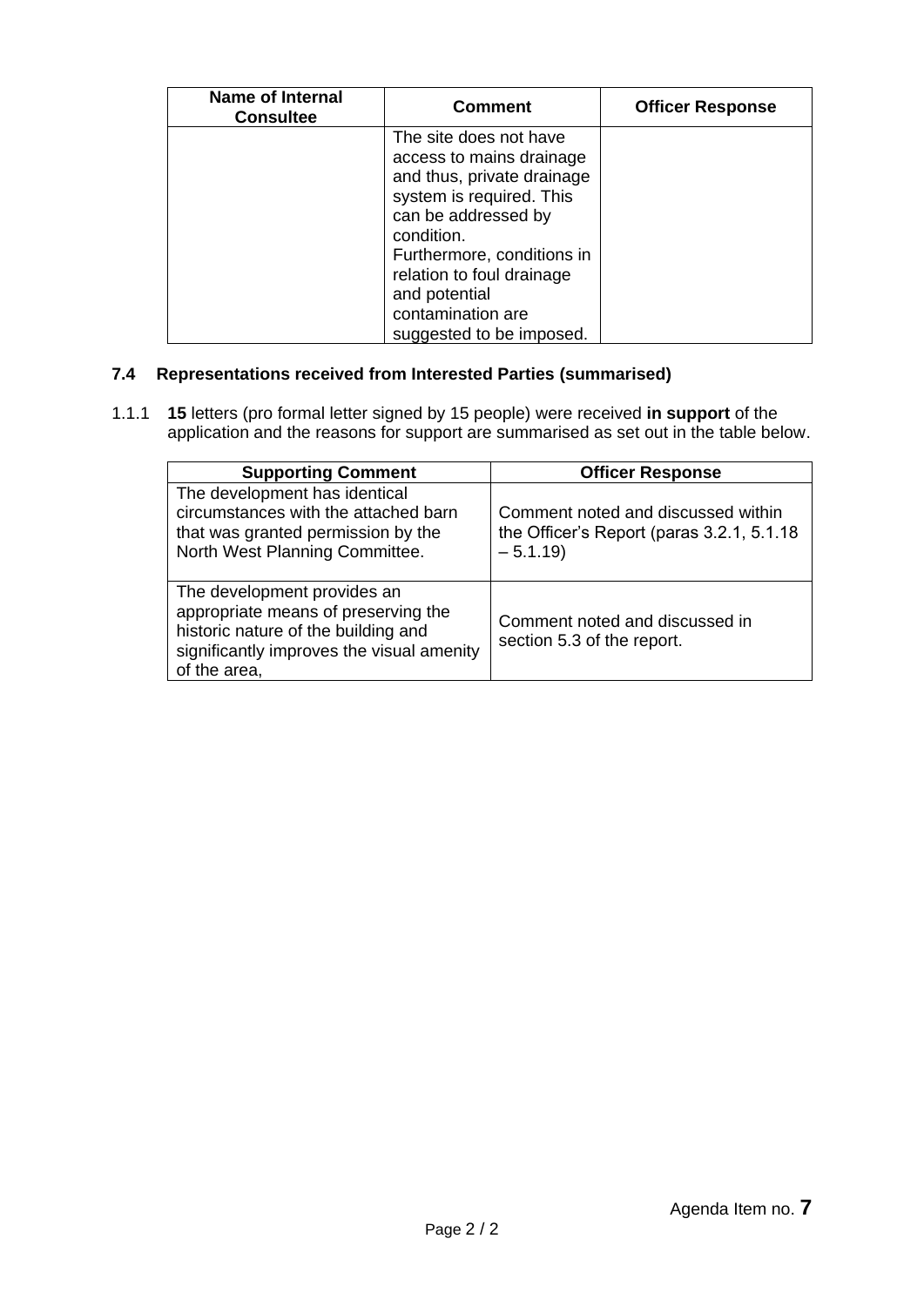| Name of Internal Consultee | Comment | Officer Response |
|---|---|---|
| | The site does not have access to mains drainage and thus, private drainage system is required. This can be addressed by condition. Furthermore, conditions in relation to foul drainage and potential contamination are suggested to be imposed. | |

## 7.4 Representations received from Interested Parties (summarised)

1.1.1 **15** letters (pro formal letter signed by 15 people) were received **in support** of the application and the reasons for support are summarised as set out in the table below.

| Supporting Comment | Officer Response |
|---|---|
| The development has identical circumstances with the attached barn that was granted permission by the North West Planning Committee. | Comment noted and discussed within the Officer's Report (paras 3.2.1, 5.1.18 – 5.1.19) |
| The development provides an appropriate means of preserving the historic nature of the building and significantly improves the visual amenity of the area, | Comment noted and discussed in section 5.3 of the report. |

Agenda Item no. **7**